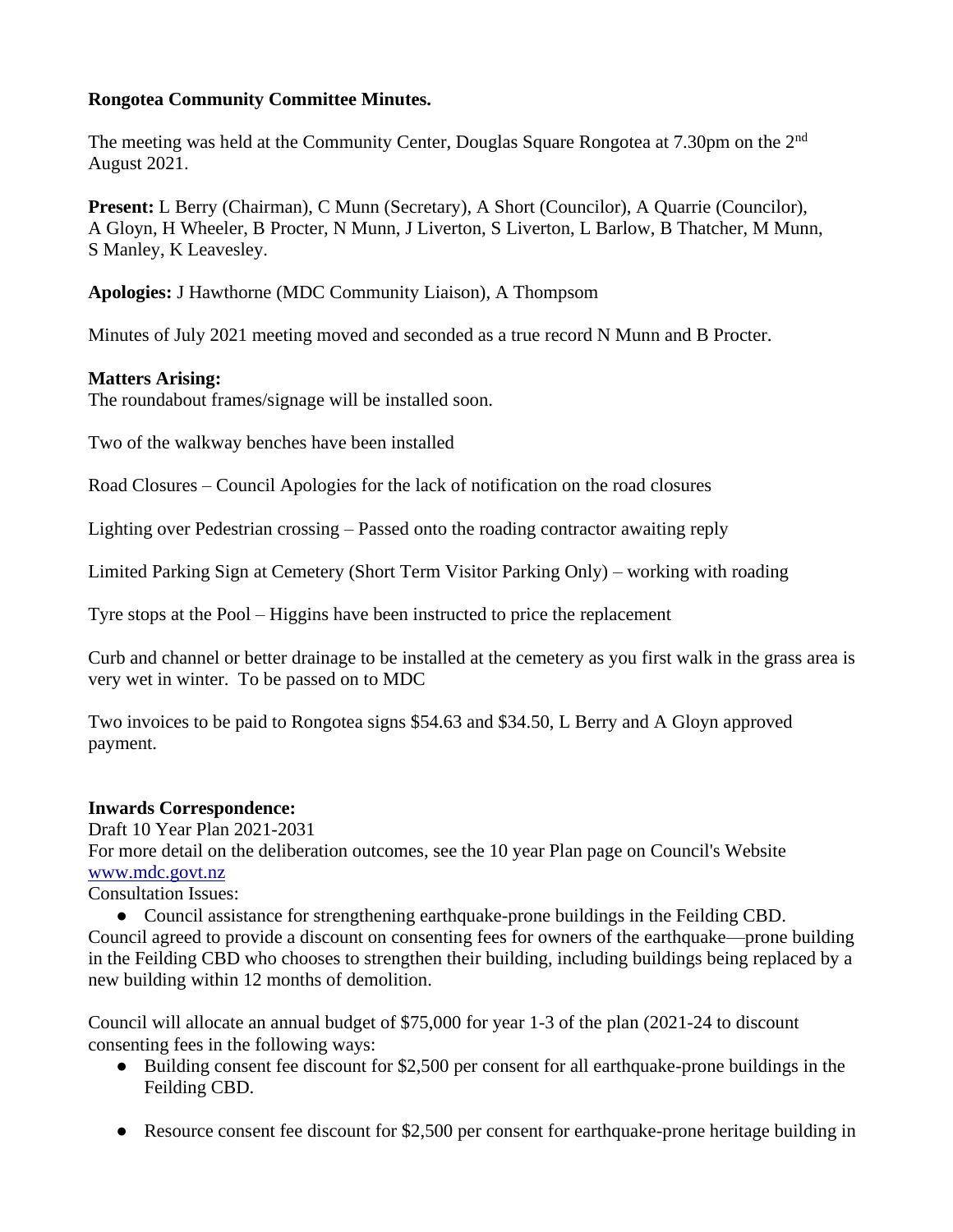**Rongotea Community Committee Minutes.**

The meeting was held at the Community Center, Douglas Square Rongotea at 7.30pm on the 2nd August 2021.

**Present:** L Berry (Chairman), C Munn (Secretary), A Short (Councilor), A Quarrie (Councilor), A Gloyn, H Wheeler, B Procter, N Munn, J Liverton, S Liverton, L Barlow, B Thatcher, M Munn, S Manley, K Leavesley.

**Apologies:** J Hawthorne (MDC Community Liaison), A Thompsom

Minutes of July 2021 meeting moved and seconded as a true record N Munn and B Procter.

**Matters Arising:**

The roundabout frames/signage will be installed soon.

Two of the walkway benches have been installed

Road Closures – Council Apologies for the lack of notification on the road closures

Lighting over Pedestrian crossing – Passed onto the roading contractor awaiting reply

Limited Parking Sign at Cemetery (Short Term Visitor Parking Only) – working with roading

Tyre stops at the Pool – Higgins have been instructed to price the replacement

Curb and channel or better drainage to be installed at the cemetery as you first walk in the grass area is very wet in winter. To be passed on to MDC

Two invoices to be paid to Rongotea signs $54.63 and $34.50, L Berry and A Gloyn approved payment.

**Inwards Correspondence:**

Draft 10 Year Plan 2021-2031

For more detail on the deliberation outcomes, see the 10 year Plan page on Council's Website [www.mdc.govt.nz](www.mdc.govt.nz)

Consultation Issues:

- Council assistance for strengthening earthquake-prone buildings in the Feilding CBD.

Council agreed to provide a discount on consenting fees for owners of the earthquake—prone building in the Feilding CBD who chooses to strengthen their building, including buildings being replaced by a new building within 12 months of demolition.

Council will allocate an annual budget of $75,000 for year 1-3 of the plan (2021-24 to discount consenting fees in the following ways:

- Building consent fee discount for $2,500 per consent for all earthquake-prone buildings in the Feilding CBD.
- Resource consent fee discount for $2,500 per consent for earthquake-prone heritage building in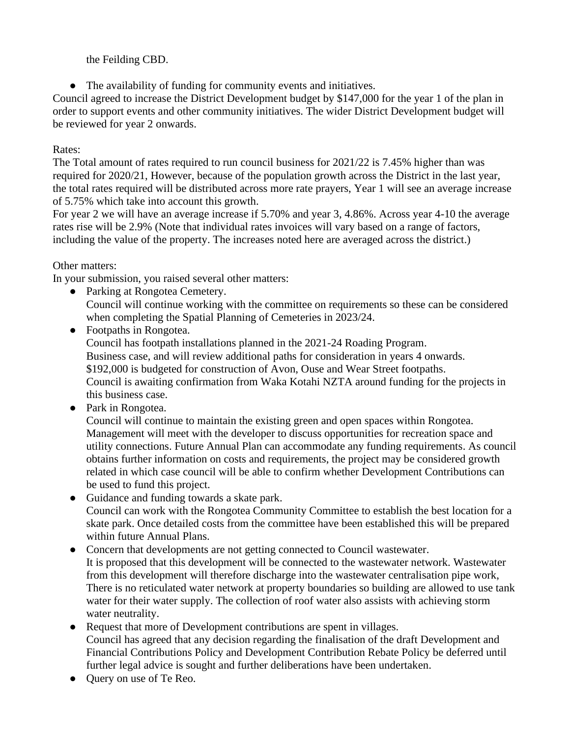the Feilding CBD.

- The availability of funding for community events and initiatives.

Council agreed to increase the District Development budget by $147,000 for the year 1 of the plan in order to support events and other community initiatives. The wider District Development budget will be reviewed for year 2 onwards.

Rates:
The Total amount of rates required to run council business for 2021/22 is 7.45% higher than was required for 2020/21, However, because of the population growth across the District in the last year, the total rates required will be distributed across more rate prayers, Year 1 will see an average increase of 5.75% which take into account this growth.
For year 2 we will have an average increase if 5.70% and year 3, 4.86%. Across year 4-10 the average rates rise will be 2.9% (Note that individual rates invoices will vary based on a range of factors, including the value of the property. The increases noted here are averaged across the district.)

Other matters:
In your submission, you raised several other matters:

- Parking at Rongotea Cemetery.
  Council will continue working with the committee on requirements so these can be considered when completing the Spatial Planning of Cemeteries in 2023/24.
- Footpaths in Rongotea.
  Council has footpath installations planned in the 2021-24 Roading Program.
  Business case, and will review additional paths for consideration in years 4 onwards.
  $192,000 is budgeted for construction of Avon, Ouse and Wear Street footpaths.
  Council is awaiting confirmation from Waka Kotahi NZTA around funding for the projects in this business case.
- Park in Rongotea.
  Council will continue to maintain the existing green and open spaces within Rongotea. Management will meet with the developer to discuss opportunities for recreation space and utility connections. Future Annual Plan can accommodate any funding requirements. As council obtains further information on costs and requirements, the project may be considered growth related in which case council will be able to confirm whether Development Contributions can be used to fund this project.
- Guidance and funding towards a skate park.
  Council can work with the Rongotea Community Committee to establish the best location for a skate park. Once detailed costs from the committee have been established this will be prepared within future Annual Plans.
- Concern that developments are not getting connected to Council wastewater.
  It is proposed that this development will be connected to the wastewater network. Wastewater from this development will therefore discharge into the wastewater centralisation pipe work, There is no reticulated water network at property boundaries so building are allowed to use tank water for their water supply. The collection of roof water also assists with achieving storm water neutrality.
- Request that more of Development contributions are spent in villages.
  Council has agreed that any decision regarding the finalisation of the draft Development and Financial Contributions Policy and Development Contribution Rebate Policy be deferred until further legal advice is sought and further deliberations have been undertaken.
- Query on use of Te Reo.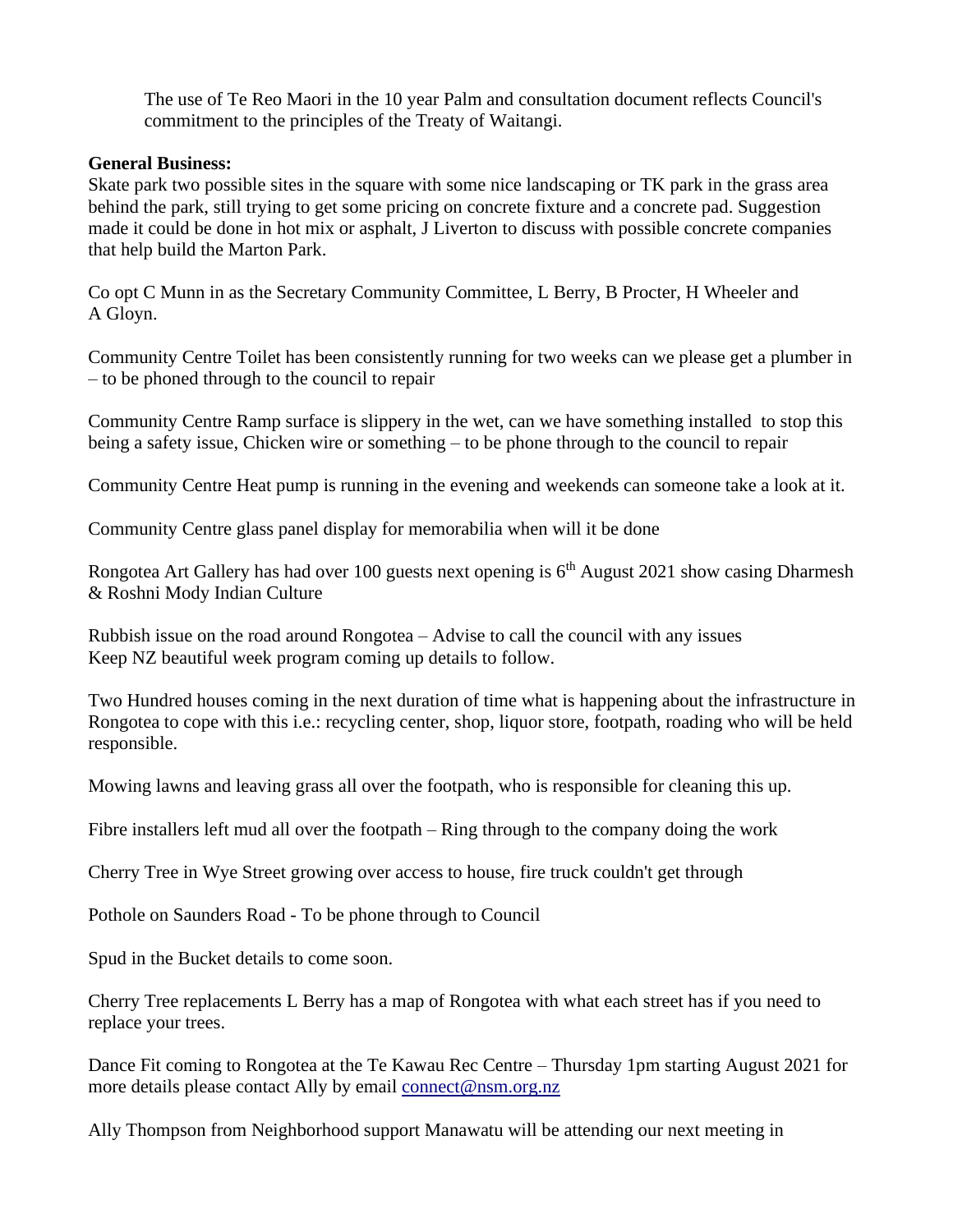The use of Te Reo Maori in the 10 year Palm and consultation document reflects Council's commitment to the principles of the Treaty of Waitangi.

**General Business:**

Skate park two possible sites in the square with some nice landscaping or TK park in the grass area behind the park, still trying to get some pricing on concrete fixture and a concrete pad. Suggestion made it could be done in hot mix or asphalt, J Liverton to discuss with possible concrete companies that help build the Marton Park.

Co opt C Munn in as the Secretary Community Committee, L Berry, B Procter, H Wheeler and A Gloyn.

Community Centre Toilet has been consistently running for two weeks can we please get a plumber in – to be phoned through to the council to repair

Community Centre Ramp surface is slippery in the wet, can we have something installed to stop this being a safety issue, Chicken wire or something – to be phone through to the council to repair

Community Centre Heat pump is running in the evening and weekends can someone take a look at it.

Community Centre glass panel display for memorabilia when will it be done

Rongotea Art Gallery has had over 100 guests next opening is 6th August 2021 show casing Dharmesh & Roshni Mody Indian Culture

Rubbish issue on the road around Rongotea – Advise to call the council with any issues
Keep NZ beautiful week program coming up details to follow.

Two Hundred houses coming in the next duration of time what is happening about the infrastructure in Rongotea to cope with this i.e.: recycling center, shop, liquor store, footpath, roading who will be held responsible.

Mowing lawns and leaving grass all over the footpath, who is responsible for cleaning this up.

Fibre installers left mud all over the footpath – Ring through to the company doing the work

Cherry Tree in Wye Street growing over access to house, fire truck couldn't get through

Pothole on Saunders Road - To be phone through to Council

Spud in the Bucket details to come soon.

Cherry Tree replacements L Berry has a map of Rongotea with what each street has if you need to replace your trees.

Dance Fit coming to Rongotea at the Te Kawau Rec Centre – Thursday 1pm starting August 2021 for more details please contact Ally by email connect@nsm.org.nz

Ally Thompson from Neighborhood support Manawatu will be attending our next meeting in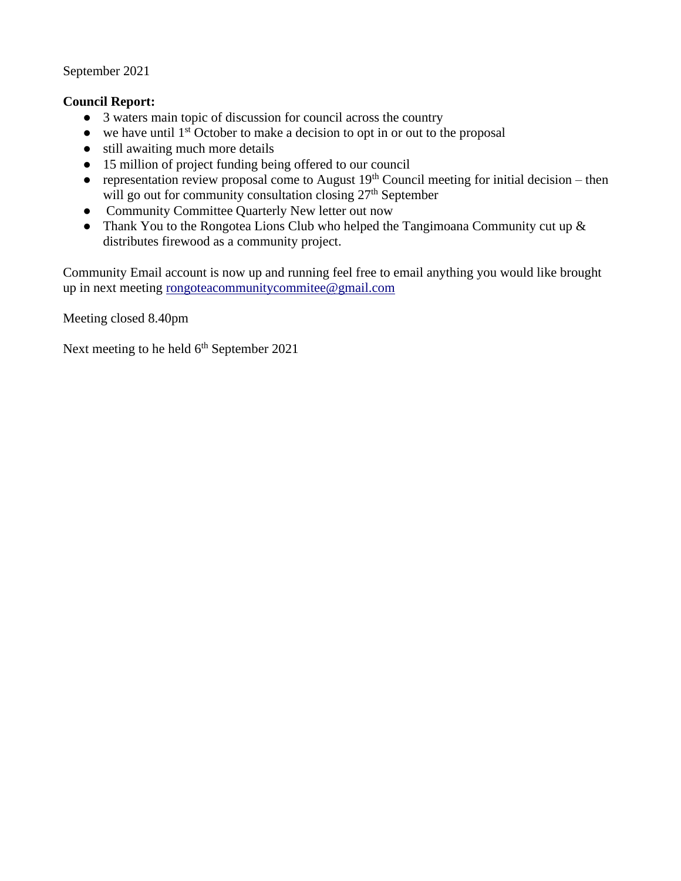September 2021

**Council Report:**

- 3 waters main topic of discussion for council across the country
- we have until 1st October to make a decision to opt in or out to the proposal
- still awaiting much more details
- 15 million of project funding being offered to our council
- representation review proposal come to August 19th Council meeting for initial decision – then will go out for community consultation closing 27th September
- Community Committee Quarterly New letter out now
- Thank You to the Rongotea Lions Club who helped the Tangimoana Community cut up & distributes firewood as a community project.

Community Email account is now up and running feel free to email anything you would like brought up in next meeting rongoteacommunitycommitee@gmail.com

Meeting closed 8.40pm

Next meeting to he held 6th September 2021